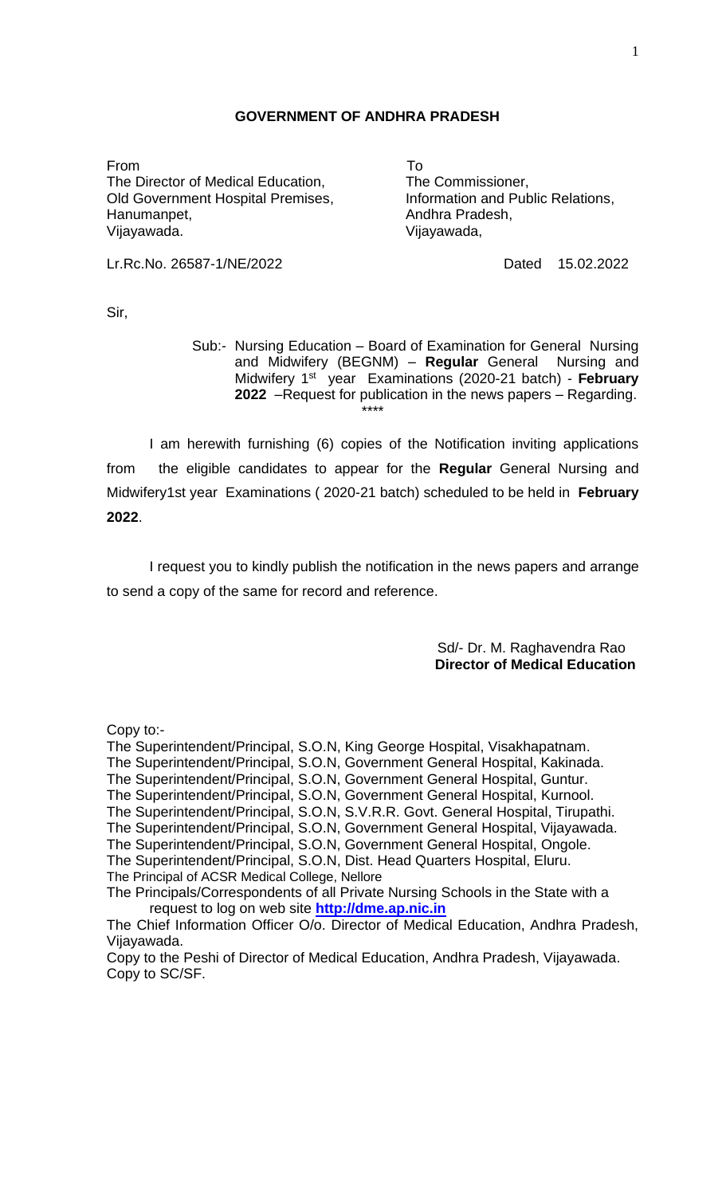**GOVERNMENT OF ANDHRA PRADESH**

| From | To |
|---|---|
| The Director of Medical Education, | The Commissioner, |
| Old Government Hospital Premises, | Information and Public Relations, |
| Hanumanpet, | Andhra Pradesh, |
| Vijayawada. | Vijayawada, |

Lr.Rc.No. 26587-1/NE/2022 Dated 15.02.2022

Sir,

Sub:- Nursing Education – Board of Examination for General Nursing and Midwifery (BEGNM) – **Regular** General Nursing and Midwifery 1st year Examinations (2020-21 batch) - **February 2022** –Request for publication in the news papers – Regarding.

****

I am herewith furnishing (6) copies of the Notification inviting applications from the eligible candidates to appear for the **Regular** General Nursing and Midwifery1st year Examinations ( 2020-21 batch) scheduled to be held in **February 2022**.

I request you to kindly publish the notification in the news papers and arrange to send a copy of the same for record and reference.

Sd/- Dr. M. Raghavendra Rao
**Director of Medical Education**

Copy to:-

The Superintendent/Principal, S.O.N, King George Hospital, Visakhapatnam.
The Superintendent/Principal, S.O.N, Government General Hospital, Kakinada.
The Superintendent/Principal, S.O.N, Government General Hospital, Guntur.
The Superintendent/Principal, S.O.N, Government General Hospital, Kurnool.
The Superintendent/Principal, S.O.N, S.V.R.R. Govt. General Hospital, Tirupathi.
The Superintendent/Principal, S.O.N, Government General Hospital, Vijayawada.
The Superintendent/Principal, S.O.N, Government General Hospital, Ongole.
The Superintendent/Principal, S.O.N, Dist. Head Quarters Hospital, Eluru.
The Principal of ACSR Medical College, Nellore
The Principals/Correspondents of all Private Nursing Schools in the State with a request to log on web site **http://dme.ap.nic.in**
The Chief Information Officer O/o. Director of Medical Education, Andhra Pradesh, Vijayawada.
Copy to the Peshi of Director of Medical Education, Andhra Pradesh, Vijayawada.
Copy to SC/SF.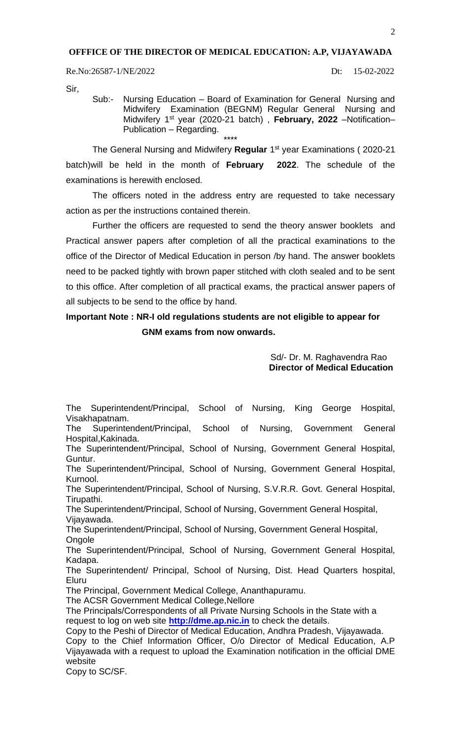**OFFFICE OF THE DIRECTOR OF MEDICAL EDUCATION: A.P, VIJAYAWADA**

Re.No:26587-1/NE/2022 Dt: 15-02-2022

Sir,

Sub:- Nursing Education – Board of Examination for General Nursing and Midwifery Examination (BEGNM) Regular General Nursing and Midwifery 1st year (2020-21 batch) , **February, 2022** –Notification– Publication – Regarding.

\*\*\*\*

The General Nursing and Midwifery **Regular** 1st year Examinations ( 2020-21 batch)will be held in the month of **February 2022**. The schedule of the examinations is herewith enclosed.

The officers noted in the address entry are requested to take necessary action as per the instructions contained therein.

Further the officers are requested to send the theory answer booklets and Practical answer papers after completion of all the practical examinations to the office of the Director of Medical Education in person /by hand. The answer booklets need to be packed tightly with brown paper stitched with cloth sealed and to be sent to this office. After completion of all practical exams, the practical answer papers of all subjects to be send to the office by hand.

**Important Note : NR-I old regulations students are not eligible to appear for GNM exams from now onwards.**

Sd/- Dr. M. Raghavendra Rao
**Director of Medical Education**

The Superintendent/Principal, School of Nursing, King George Hospital, Visakhapatnam.
The Superintendent/Principal, School of Nursing, Government General Hospital,Kakinada.
The Superintendent/Principal, School of Nursing, Government General Hospital, Guntur.
The Superintendent/Principal, School of Nursing, Government General Hospital, Kurnool.
The Superintendent/Principal, School of Nursing, S.V.R.R. Govt. General Hospital, Tirupathi.
The Superintendent/Principal, School of Nursing, Government General Hospital, Vijayawada.
The Superintendent/Principal, School of Nursing, Government General Hospital, Ongole
The Superintendent/Principal, School of Nursing, Government General Hospital, Kadapa.
The Superintendent/ Principal, School of Nursing, Dist. Head Quarters hospital, Eluru
The Principal, Government Medical College, Ananthapuramu.
The ACSR Government Medical College,Nellore
The Principals/Correspondents of all Private Nursing Schools in the State with a request to log on web site **http://dme.ap.nic.in** to check the details.
Copy to the Peshi of Director of Medical Education, Andhra Pradesh, Vijayawada.
Copy to the Chief Information Officer, O/o Director of Medical Education, A.P Vijayawada with a request to upload the Examination notification in the official DME website
Copy to SC/SF.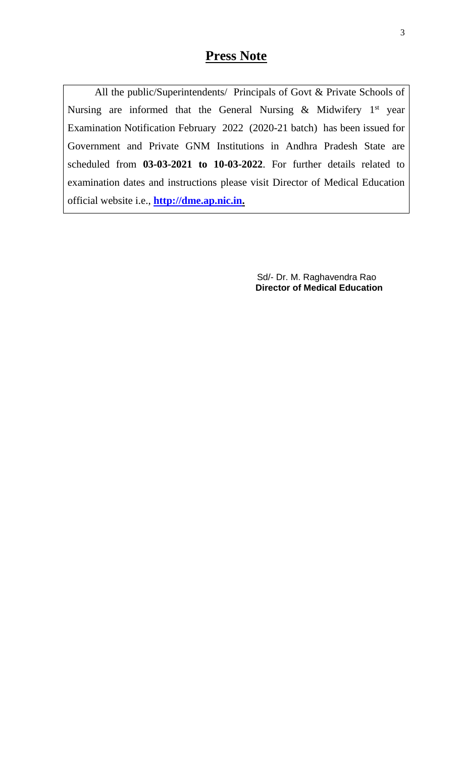# Press Note

All the public/Superintendents/ Principals of Govt & Private Schools of Nursing are informed that the General Nursing & Midwifery 1st year Examination Notification February 2022 (2020-21 batch) has been issued for Government and Private GNM Institutions in Andhra Pradesh State are scheduled from **03-03-2021 to 10-03-2022**. For further details related to examination dates and instructions please visit Director of Medical Education official website i.e., **[http://dme.ap.nic.in](http://dme.ap.nic.in).**

Sd/- Dr. M. Raghavendra Rao
**Director of Medical Education**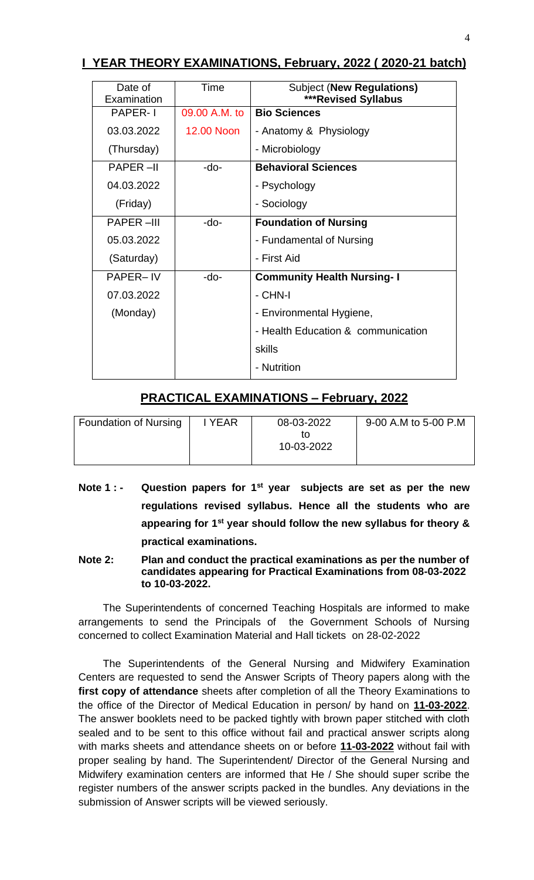## I YEAR THEORY EXAMINATIONS, February, 2022 ( 2020-21 batch)

| Date of Examination | Time | Subject (**New Regulations) \*\*\*Revised Syllabus** |
|---|---|---|
| PAPER- I | 09.00 A.M. to | **Bio Sciences** |
| 03.03.2022 | 12.00 Noon | - Anatomy & Physiology |
| (Thursday) | | - Microbiology |
| PAPER –II | -do- | **Behavioral Sciences** |
| 04.03.2022 | | - Psychology |
| (Friday) | | - Sociology |
| PAPER –III | -do- | **Foundation of Nursing** |
| 05.03.2022 | | - Fundamental of Nursing |
| (Saturday) | | - First Aid |
| PAPER– IV | -do- | **Community Health Nursing- I** |
| 07.03.2022 | | - CHN-I |
| (Monday) | | - Environmental Hygiene, |
| | | - Health Education & communication skills |
| | | - Nutrition |

## PRACTICAL EXAMINATIONS – February, 2022

| | | | |
|---|---|---|---|
| Foundation of Nursing | I YEAR | 08-03-2022 to 10-03-2022 | 9-00 A.M to 5-00 P.M |

**Note 1 : - Question papers for 1st year subjects are set as per the new regulations revised syllabus. Hence all the students who are appearing for 1st year should follow the new syllabus for theory & practical examinations.**

**Note 2: Plan and conduct the practical examinations as per the number of candidates appearing for Practical Examinations from 08-03-2022 to 10-03-2022.**

The Superintendents of concerned Teaching Hospitals are informed to make arrangements to send the Principals of the Government Schools of Nursing concerned to collect Examination Material and Hall tickets on 28-02-2022

The Superintendents of the General Nursing and Midwifery Examination Centers are requested to send the Answer Scripts of Theory papers along with the **first copy of attendance** sheets after completion of all the Theory Examinations to the office of the Director of Medical Education in person/ by hand on **11-03-2022**. The answer booklets need to be packed tightly with brown paper stitched with cloth sealed and to be sent to this office without fail and practical answer scripts along with marks sheets and attendance sheets on or before **11-03-2022** without fail with proper sealing by hand. The Superintendent/ Director of the General Nursing and Midwifery examination centers are informed that He / She should super scribe the register numbers of the answer scripts packed in the bundles. Any deviations in the submission of Answer scripts will be viewed seriously.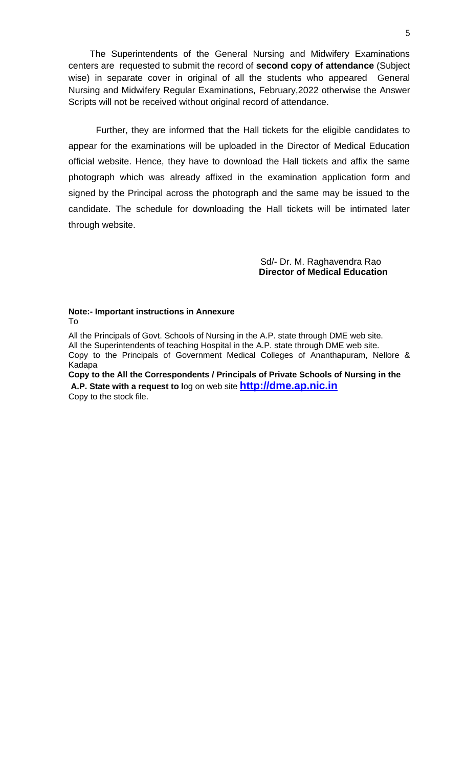The Superintendents of the General Nursing and Midwifery Examinations centers are requested to submit the record of **second copy of attendance** (Subject wise) in separate cover in original of all the students who appeared General Nursing and Midwifery Regular Examinations, February,2022 otherwise the Answer Scripts will not be received without original record of attendance.

Further, they are informed that the Hall tickets for the eligible candidates to appear for the examinations will be uploaded in the Director of Medical Education official website. Hence, they have to download the Hall tickets and affix the same photograph which was already affixed in the examination application form and signed by the Principal across the photograph and the same may be issued to the candidate. The schedule for downloading the Hall tickets will be intimated later through website.

Sd/- Dr. M. Raghavendra Rao
**Director of Medical Education**

**Note:- Important instructions in Annexure**

To

All the Principals of Govt. Schools of Nursing in the A.P. state through DME web site.
All the Superintendents of teaching Hospital in the A.P. state through DME web site.
Copy to the Principals of Government Medical Colleges of Ananthapuram, Nellore & Kadapa
**Copy to the All the Correspondents / Principals of Private Schools of Nursing in the A.P. State with a request to l**og on web site **http://dme.ap.nic.in**
Copy to the stock file.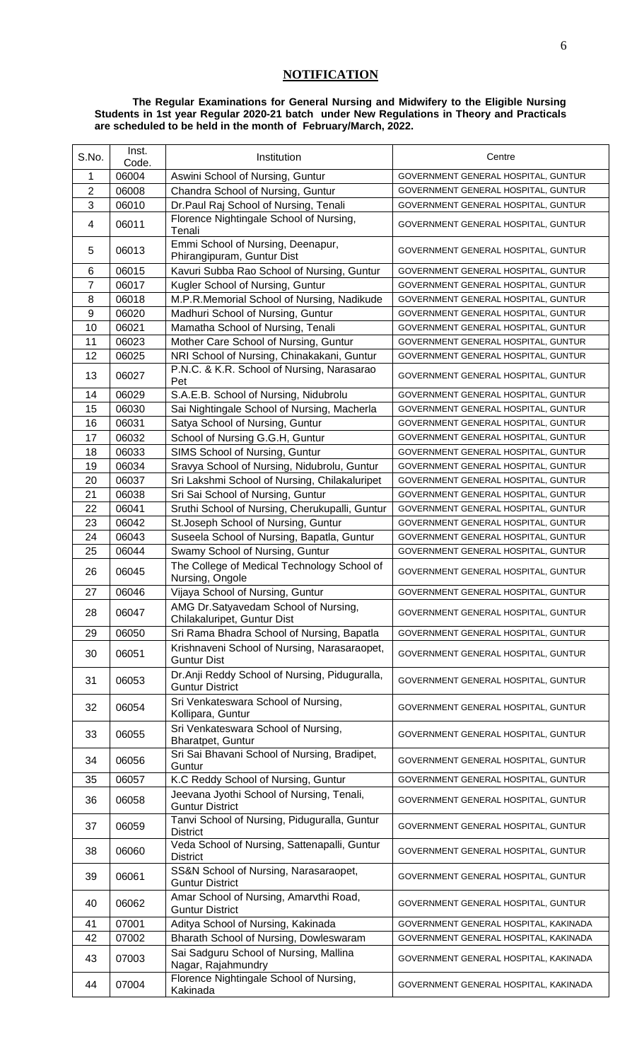## NOTIFICATION

**The Regular Examinations for General Nursing and Midwifery to the Eligible Nursing Students in 1st year Regular 2020-21 batch under New Regulations in Theory and Practicals are scheduled to be held in the month of February/March, 2022.**

| S.No. | Inst. Code. | Institution | Centre |
|---|---|---|---|
| 1 | 06004 | Aswini School of Nursing, Guntur | GOVERNMENT GENERAL HOSPITAL, GUNTUR |
| 2 | 06008 | Chandra School of Nursing, Guntur | GOVERNMENT GENERAL HOSPITAL, GUNTUR |
| 3 | 06010 | Dr.Paul Raj School of Nursing, Tenali | GOVERNMENT GENERAL HOSPITAL, GUNTUR |
| 4 | 06011 | Florence Nightingale School of Nursing, Tenali | GOVERNMENT GENERAL HOSPITAL, GUNTUR |
| 5 | 06013 | Emmi School of Nursing, Deenapur, Phirangipuram, Guntur Dist | GOVERNMENT GENERAL HOSPITAL, GUNTUR |
| 6 | 06015 | Kavuri Subba Rao School of Nursing, Guntur | GOVERNMENT GENERAL HOSPITAL, GUNTUR |
| 7 | 06017 | Kugler School of Nursing, Guntur | GOVERNMENT GENERAL HOSPITAL, GUNTUR |
| 8 | 06018 | M.P.R.Memorial School of Nursing, Nadikude | GOVERNMENT GENERAL HOSPITAL, GUNTUR |
| 9 | 06020 | Madhuri School of Nursing, Guntur | GOVERNMENT GENERAL HOSPITAL, GUNTUR |
| 10 | 06021 | Mamatha School of Nursing, Tenali | GOVERNMENT GENERAL HOSPITAL, GUNTUR |
| 11 | 06023 | Mother Care School of Nursing, Guntur | GOVERNMENT GENERAL HOSPITAL, GUNTUR |
| 12 | 06025 | NRI School of Nursing, Chinakakani, Guntur | GOVERNMENT GENERAL HOSPITAL, GUNTUR |
| 13 | 06027 | P.N.C. & K.R. School of Nursing, Narasarao Pet | GOVERNMENT GENERAL HOSPITAL, GUNTUR |
| 14 | 06029 | S.A.E.B. School of Nursing, Nidubrolu | GOVERNMENT GENERAL HOSPITAL, GUNTUR |
| 15 | 06030 | Sai Nightingale School of Nursing, Macherla | GOVERNMENT GENERAL HOSPITAL, GUNTUR |
| 16 | 06031 | Satya School of Nursing, Guntur | GOVERNMENT GENERAL HOSPITAL, GUNTUR |
| 17 | 06032 | School of Nursing G.G.H, Guntur | GOVERNMENT GENERAL HOSPITAL, GUNTUR |
| 18 | 06033 | SIMS School of Nursing, Guntur | GOVERNMENT GENERAL HOSPITAL, GUNTUR |
| 19 | 06034 | Sravya School of Nursing, Nidubrolu, Guntur | GOVERNMENT GENERAL HOSPITAL, GUNTUR |
| 20 | 06037 | Sri Lakshmi School of Nursing, Chilakaluripet | GOVERNMENT GENERAL HOSPITAL, GUNTUR |
| 21 | 06038 | Sri Sai School of Nursing, Guntur | GOVERNMENT GENERAL HOSPITAL, GUNTUR |
| 22 | 06041 | Sruthi School of Nursing, Cherukupalli, Guntur | GOVERNMENT GENERAL HOSPITAL, GUNTUR |
| 23 | 06042 | St.Joseph School of Nursing, Guntur | GOVERNMENT GENERAL HOSPITAL, GUNTUR |
| 24 | 06043 | Suseela School of Nursing, Bapatla, Guntur | GOVERNMENT GENERAL HOSPITAL, GUNTUR |
| 25 | 06044 | Swamy School of Nursing, Guntur | GOVERNMENT GENERAL HOSPITAL, GUNTUR |
| 26 | 06045 | The College of Medical Technology School of Nursing, Ongole | GOVERNMENT GENERAL HOSPITAL, GUNTUR |
| 27 | 06046 | Vijaya School of Nursing, Guntur | GOVERNMENT GENERAL HOSPITAL, GUNTUR |
| 28 | 06047 | AMG Dr.Satyavedam School of Nursing, Chilakaluripet, Guntur Dist | GOVERNMENT GENERAL HOSPITAL, GUNTUR |
| 29 | 06050 | Sri Rama Bhadra School of Nursing, Bapatla | GOVERNMENT GENERAL HOSPITAL, GUNTUR |
| 30 | 06051 | Krishnaveni School of Nursing, Narasaraopet, Guntur Dist | GOVERNMENT GENERAL HOSPITAL, GUNTUR |
| 31 | 06053 | Dr.Anji Reddy School of Nursing, Piduguralla, Guntur District | GOVERNMENT GENERAL HOSPITAL, GUNTUR |
| 32 | 06054 | Sri Venkateswara School of Nursing, Kollipara, Guntur | GOVERNMENT GENERAL HOSPITAL, GUNTUR |
| 33 | 06055 | Sri Venkateswara School of Nursing, Bharatpet, Guntur | GOVERNMENT GENERAL HOSPITAL, GUNTUR |
| 34 | 06056 | Sri Sai Bhavani School of Nursing, Bradipet, Guntur | GOVERNMENT GENERAL HOSPITAL, GUNTUR |
| 35 | 06057 | K.C Reddy School of Nursing, Guntur | GOVERNMENT GENERAL HOSPITAL, GUNTUR |
| 36 | 06058 | Jeevana Jyothi School of Nursing, Tenali, Guntur District | GOVERNMENT GENERAL HOSPITAL, GUNTUR |
| 37 | 06059 | Tanvi School of Nursing, Piduguralla, Guntur District | GOVERNMENT GENERAL HOSPITAL, GUNTUR |
| 38 | 06060 | Veda School of Nursing, Sattenapalli, Guntur District | GOVERNMENT GENERAL HOSPITAL, GUNTUR |
| 39 | 06061 | SS&N School of Nursing, Narasaraopet, Guntur District | GOVERNMENT GENERAL HOSPITAL, GUNTUR |
| 40 | 06062 | Amar School of Nursing, Amarvthi Road, Guntur District | GOVERNMENT GENERAL HOSPITAL, GUNTUR |
| 41 | 07001 | Aditya School of Nursing, Kakinada | GOVERNMENT GENERAL HOSPITAL, KAKINADA |
| 42 | 07002 | Bharath School of Nursing, Dowleswaram | GOVERNMENT GENERAL HOSPITAL, KAKINADA |
| 43 | 07003 | Sai Sadguru School of Nursing, Mallina Nagar, Rajahmundry | GOVERNMENT GENERAL HOSPITAL, KAKINADA |
| 44 | 07004 | Florence Nightingale School of Nursing, Kakinada | GOVERNMENT GENERAL HOSPITAL, KAKINADA |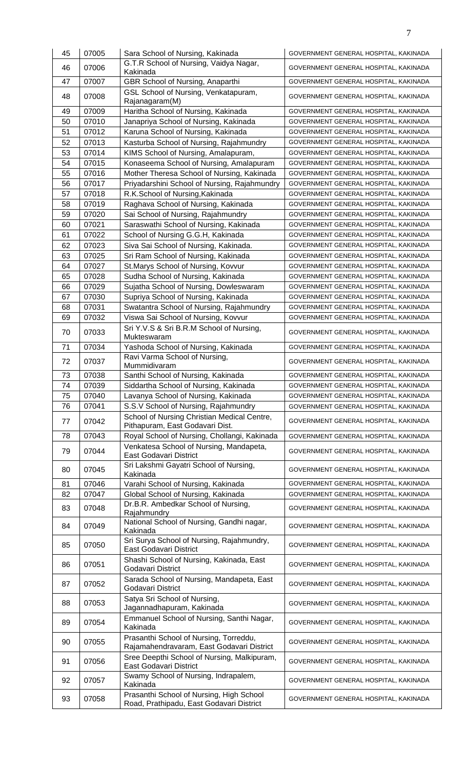| | | | |
|---|---|---|---|
| 45 | 07005 | Sara School of Nursing, Kakinada | GOVERNMENT GENERAL HOSPITAL, KAKINADA |
| 46 | 07006 | G.T.R School of Nursing, Vaidya Nagar, Kakinada | GOVERNMENT GENERAL HOSPITAL, KAKINADA |
| 47 | 07007 | GBR School of Nursing, Anaparthi | GOVERNMENT GENERAL HOSPITAL, KAKINADA |
| 48 | 07008 | GSL School of Nursing, Venkatapuram, Rajanagaram(M) | GOVERNMENT GENERAL HOSPITAL, KAKINADA |
| 49 | 07009 | Haritha School of Nursing, Kakinada | GOVERNMENT GENERAL HOSPITAL, KAKINADA |
| 50 | 07010 | Janapriya School of Nursing, Kakinada | GOVERNMENT GENERAL HOSPITAL, KAKINADA |
| 51 | 07012 | Karuna School of Nursing, Kakinada | GOVERNMENT GENERAL HOSPITAL, KAKINADA |
| 52 | 07013 | Kasturba School of Nursing, Rajahmundry | GOVERNMENT GENERAL HOSPITAL, KAKINADA |
| 53 | 07014 | KIMS School of Nursing, Amalapuram, | GOVERNMENT GENERAL HOSPITAL, KAKINADA |
| 54 | 07015 | Konaseema School of Nursing, Amalapuram | GOVERNMENT GENERAL HOSPITAL, KAKINADA |
| 55 | 07016 | Mother Theresa School of Nursing, Kakinada | GOVERNMENT GENERAL HOSPITAL, KAKINADA |
| 56 | 07017 | Priyadarshini School of Nursing, Rajahmundry | GOVERNMENT GENERAL HOSPITAL, KAKINADA |
| 57 | 07018 | R.K.School of Nursing,Kakinada | GOVERNMENT GENERAL HOSPITAL, KAKINADA |
| 58 | 07019 | Raghava School of Nursing, Kakinada | GOVERNMENT GENERAL HOSPITAL, KAKINADA |
| 59 | 07020 | Sai School of Nursing, Rajahmundry | GOVERNMENT GENERAL HOSPITAL, KAKINADA |
| 60 | 07021 | Saraswathi School of Nursing, Kakinada | GOVERNMENT GENERAL HOSPITAL, KAKINADA |
| 61 | 07022 | School of Nursing G.G.H, Kakinada | GOVERNMENT GENERAL HOSPITAL, KAKINADA |
| 62 | 07023 | Siva Sai School of Nursing, Kakinada. | GOVERNMENT GENERAL HOSPITAL, KAKINADA |
| 63 | 07025 | Sri Ram School of Nursing, Kakinada | GOVERNMENT GENERAL HOSPITAL, KAKINADA |
| 64 | 07027 | St.Marys School of Nursing, Kovvur | GOVERNMENT GENERAL HOSPITAL, KAKINADA |
| 65 | 07028 | Sudha School of Nursing, Kakinada | GOVERNMENT GENERAL HOSPITAL, KAKINADA |
| 66 | 07029 | Sujatha School of Nursing, Dowleswaram | GOVERNMENT GENERAL HOSPITAL, KAKINADA |
| 67 | 07030 | Supriya School of Nursing, Kakinada | GOVERNMENT GENERAL HOSPITAL, KAKINADA |
| 68 | 07031 | Swatantra School of Nursing, Rajahmundry | GOVERNMENT GENERAL HOSPITAL, KAKINADA |
| 69 | 07032 | Viswa Sai School of Nursing, Kovvur | GOVERNMENT GENERAL HOSPITAL, KAKINADA |
| 70 | 07033 | Sri Y.V.S & Sri B.R.M School of Nursing, Mukteswaram | GOVERNMENT GENERAL HOSPITAL, KAKINADA |
| 71 | 07034 | Yashoda School of Nursing, Kakinada | GOVERNMENT GENERAL HOSPITAL, KAKINADA |
| 72 | 07037 | Ravi Varma School of Nursing, Mummidivaram | GOVERNMENT GENERAL HOSPITAL, KAKINADA |
| 73 | 07038 | Santhi School of Nursing, Kakinada | GOVERNMENT GENERAL HOSPITAL, KAKINADA |
| 74 | 07039 | Siddartha School of Nursing, Kakinada | GOVERNMENT GENERAL HOSPITAL, KAKINADA |
| 75 | 07040 | Lavanya School of Nursing, Kakinada | GOVERNMENT GENERAL HOSPITAL, KAKINADA |
| 76 | 07041 | S.S.V School of Nursing, Rajahmundry | GOVERNMENT GENERAL HOSPITAL, KAKINADA |
| 77 | 07042 | School of Nursing Christian Medical Centre, Pithapuram, East Godavari Dist. | GOVERNMENT GENERAL HOSPITAL, KAKINADA |
| 78 | 07043 | Royal School of Nursing, Chollangi, Kakinada | GOVERNMENT GENERAL HOSPITAL, KAKINADA |
| 79 | 07044 | Venkatesa School of Nursing, Mandapeta, East Godavari District | GOVERNMENT GENERAL HOSPITAL, KAKINADA |
| 80 | 07045 | Sri Lakshmi Gayatri School of Nursing, Kakinada | GOVERNMENT GENERAL HOSPITAL, KAKINADA |
| 81 | 07046 | Varahi School of Nursing, Kakinada | GOVERNMENT GENERAL HOSPITAL, KAKINADA |
| 82 | 07047 | Global School of Nursing, Kakinada | GOVERNMENT GENERAL HOSPITAL, KAKINADA |
| 83 | 07048 | Dr.B.R. Ambedkar School of Nursing, Rajahmundry | GOVERNMENT GENERAL HOSPITAL, KAKINADA |
| 84 | 07049 | National School of Nursing, Gandhi nagar, Kakinada | GOVERNMENT GENERAL HOSPITAL, KAKINADA |
| 85 | 07050 | Sri Surya School of Nursing, Rajahmundry, East Godavari District | GOVERNMENT GENERAL HOSPITAL, KAKINADA |
| 86 | 07051 | Shashi School of Nursing, Kakinada, East Godavari District | GOVERNMENT GENERAL HOSPITAL, KAKINADA |
| 87 | 07052 | Sarada School of Nursing, Mandapeta, East Godavari District | GOVERNMENT GENERAL HOSPITAL, KAKINADA |
| 88 | 07053 | Satya Sri School of Nursing, Jagannadhapuram, Kakinada | GOVERNMENT GENERAL HOSPITAL, KAKINADA |
| 89 | 07054 | Emmanuel School of Nursing, Santhi Nagar, Kakinada | GOVERNMENT GENERAL HOSPITAL, KAKINADA |
| 90 | 07055 | Prasanthi School of Nursing, Torreddu, Rajamahendravaram, East Godavari District | GOVERNMENT GENERAL HOSPITAL, KAKINADA |
| 91 | 07056 | Sree Deepthi School of Nursing, Malkipuram, East Godavari District | GOVERNMENT GENERAL HOSPITAL, KAKINADA |
| 92 | 07057 | Swamy School of Nursing, Indrapalem, Kakinada | GOVERNMENT GENERAL HOSPITAL, KAKINADA |
| 93 | 07058 | Prasanthi School of Nursing, High School Road, Prathipadu, East Godavari District | GOVERNMENT GENERAL HOSPITAL, KAKINADA |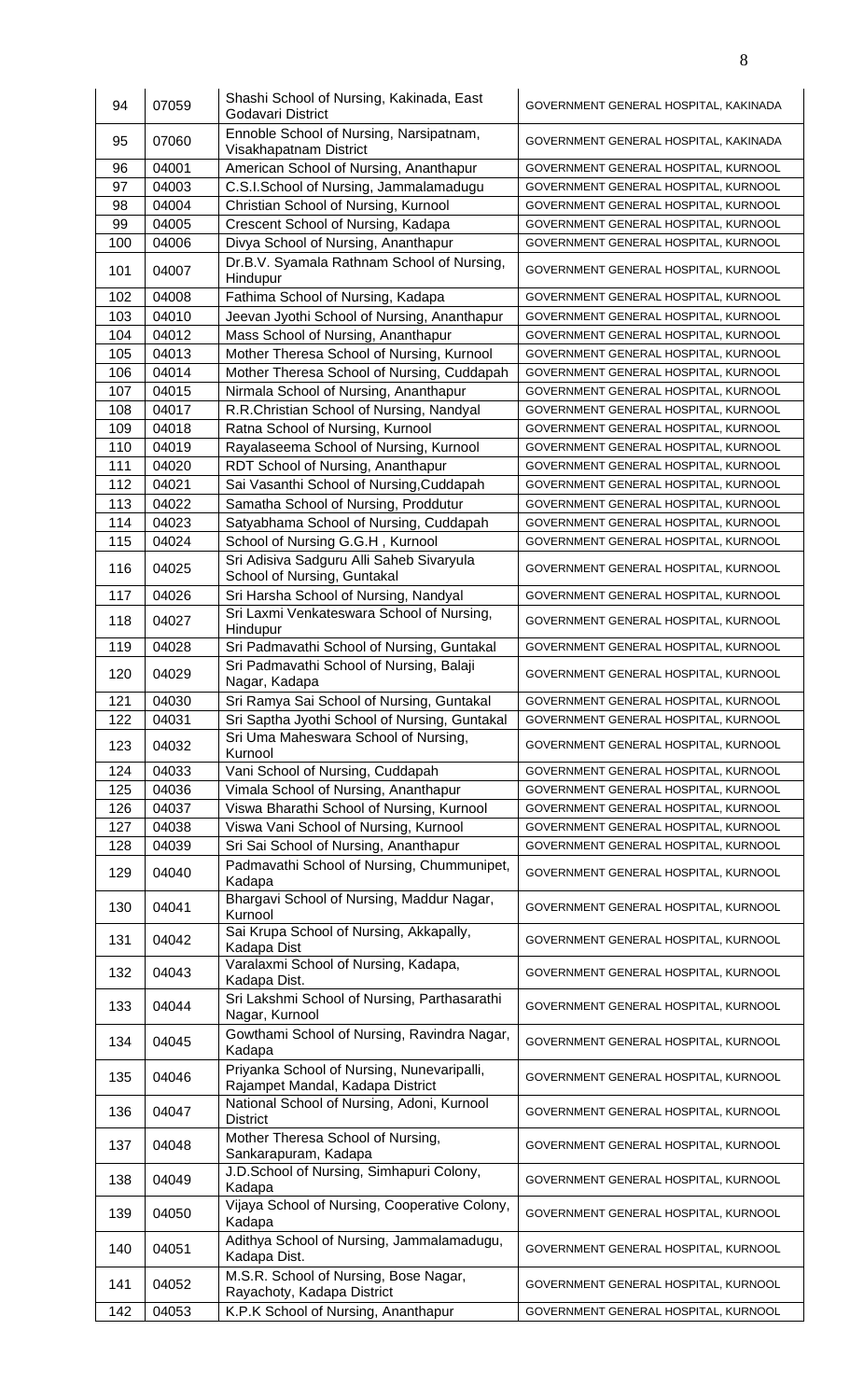| | | | |
|---|---|---|---|
| 94 | 07059 | Shashi School of Nursing, Kakinada, East Godavari District | GOVERNMENT GENERAL HOSPITAL, KAKINADA |
| 95 | 07060 | Ennoble School of Nursing, Narsipatnam, Visakhapatnam District | GOVERNMENT GENERAL HOSPITAL, KAKINADA |
| 96 | 04001 | American School of Nursing, Ananthapur | GOVERNMENT GENERAL HOSPITAL, KURNOOL |
| 97 | 04003 | C.S.I.School of Nursing, Jammalamadugu | GOVERNMENT GENERAL HOSPITAL, KURNOOL |
| 98 | 04004 | Christian School of Nursing, Kurnool | GOVERNMENT GENERAL HOSPITAL, KURNOOL |
| 99 | 04005 | Crescent School of Nursing, Kadapa | GOVERNMENT GENERAL HOSPITAL, KURNOOL |
| 100 | 04006 | Divya School of Nursing, Ananthapur | GOVERNMENT GENERAL HOSPITAL, KURNOOL |
| 101 | 04007 | Dr.B.V. Syamala Rathnam School of Nursing, Hindupur | GOVERNMENT GENERAL HOSPITAL, KURNOOL |
| 102 | 04008 | Fathima School of Nursing, Kadapa | GOVERNMENT GENERAL HOSPITAL, KURNOOL |
| 103 | 04010 | Jeevan Jyothi School of Nursing, Ananthapur | GOVERNMENT GENERAL HOSPITAL, KURNOOL |
| 104 | 04012 | Mass School of Nursing, Ananthapur | GOVERNMENT GENERAL HOSPITAL, KURNOOL |
| 105 | 04013 | Mother Theresa School of Nursing, Kurnool | GOVERNMENT GENERAL HOSPITAL, KURNOOL |
| 106 | 04014 | Mother Theresa School of Nursing, Cuddapah | GOVERNMENT GENERAL HOSPITAL, KURNOOL |
| 107 | 04015 | Nirmala School of Nursing, Ananthapur | GOVERNMENT GENERAL HOSPITAL, KURNOOL |
| 108 | 04017 | R.R.Christian School of Nursing, Nandyal | GOVERNMENT GENERAL HOSPITAL, KURNOOL |
| 109 | 04018 | Ratna School of Nursing, Kurnool | GOVERNMENT GENERAL HOSPITAL, KURNOOL |
| 110 | 04019 | Rayalaseema School of Nursing, Kurnool | GOVERNMENT GENERAL HOSPITAL, KURNOOL |
| 111 | 04020 | RDT School of Nursing, Ananthapur | GOVERNMENT GENERAL HOSPITAL, KURNOOL |
| 112 | 04021 | Sai Vasanthi School of Nursing,Cuddapah | GOVERNMENT GENERAL HOSPITAL, KURNOOL |
| 113 | 04022 | Samatha School of Nursing, Proddutur | GOVERNMENT GENERAL HOSPITAL, KURNOOL |
| 114 | 04023 | Satyabhama School of Nursing, Cuddapah | GOVERNMENT GENERAL HOSPITAL, KURNOOL |
| 115 | 04024 | School of Nursing G.G.H , Kurnool | GOVERNMENT GENERAL HOSPITAL, KURNOOL |
| 116 | 04025 | Sri Adisiva Sadguru Alli Saheb Sivaryula School of Nursing, Guntakal | GOVERNMENT GENERAL HOSPITAL, KURNOOL |
| 117 | 04026 | Sri Harsha School of Nursing, Nandyal | GOVERNMENT GENERAL HOSPITAL, KURNOOL |
| 118 | 04027 | Sri Laxmi Venkateswara School of Nursing, Hindupur | GOVERNMENT GENERAL HOSPITAL, KURNOOL |
| 119 | 04028 | Sri Padmavathi School of Nursing, Guntakal | GOVERNMENT GENERAL HOSPITAL, KURNOOL |
| 120 | 04029 | Sri Padmavathi School of Nursing, Balaji Nagar, Kadapa | GOVERNMENT GENERAL HOSPITAL, KURNOOL |
| 121 | 04030 | Sri Ramya Sai School of Nursing, Guntakal | GOVERNMENT GENERAL HOSPITAL, KURNOOL |
| 122 | 04031 | Sri Saptha Jyothi School of Nursing, Guntakal | GOVERNMENT GENERAL HOSPITAL, KURNOOL |
| 123 | 04032 | Sri Uma Maheswara School of Nursing, Kurnool | GOVERNMENT GENERAL HOSPITAL, KURNOOL |
| 124 | 04033 | Vani School of Nursing, Cuddapah | GOVERNMENT GENERAL HOSPITAL, KURNOOL |
| 125 | 04036 | Vimala School of Nursing, Ananthapur | GOVERNMENT GENERAL HOSPITAL, KURNOOL |
| 126 | 04037 | Viswa Bharathi School of Nursing, Kurnool | GOVERNMENT GENERAL HOSPITAL, KURNOOL |
| 127 | 04038 | Viswa Vani School of Nursing, Kurnool | GOVERNMENT GENERAL HOSPITAL, KURNOOL |
| 128 | 04039 | Sri Sai School of Nursing, Ananthapur | GOVERNMENT GENERAL HOSPITAL, KURNOOL |
| 129 | 04040 | Padmavathi School of Nursing, Chummunipet, Kadapa | GOVERNMENT GENERAL HOSPITAL, KURNOOL |
| 130 | 04041 | Bhargavi School of Nursing, Maddur Nagar, Kurnool | GOVERNMENT GENERAL HOSPITAL, KURNOOL |
| 131 | 04042 | Sai Krupa School of Nursing, Akkapally, Kadapa Dist | GOVERNMENT GENERAL HOSPITAL, KURNOOL |
| 132 | 04043 | Varalaxmi School of Nursing, Kadapa, Kadapa Dist. | GOVERNMENT GENERAL HOSPITAL, KURNOOL |
| 133 | 04044 | Sri Lakshmi School of Nursing, Parthasarathi Nagar, Kurnool | GOVERNMENT GENERAL HOSPITAL, KURNOOL |
| 134 | 04045 | Gowthami School of Nursing, Ravindra Nagar, Kadapa | GOVERNMENT GENERAL HOSPITAL, KURNOOL |
| 135 | 04046 | Priyanka School of Nursing, Nunevaripalli, Rajampet Mandal, Kadapa District | GOVERNMENT GENERAL HOSPITAL, KURNOOL |
| 136 | 04047 | National School of Nursing, Adoni, Kurnool District | GOVERNMENT GENERAL HOSPITAL, KURNOOL |
| 137 | 04048 | Mother Theresa School of Nursing, Sankarapuram, Kadapa | GOVERNMENT GENERAL HOSPITAL, KURNOOL |
| 138 | 04049 | J.D.School of Nursing, Simhapuri Colony, Kadapa | GOVERNMENT GENERAL HOSPITAL, KURNOOL |
| 139 | 04050 | Vijaya School of Nursing, Cooperative Colony, Kadapa | GOVERNMENT GENERAL HOSPITAL, KURNOOL |
| 140 | 04051 | Adithya School of Nursing, Jammalamadugu, Kadapa Dist. | GOVERNMENT GENERAL HOSPITAL, KURNOOL |
| 141 | 04052 | M.S.R. School of Nursing, Bose Nagar, Rayachoty, Kadapa District | GOVERNMENT GENERAL HOSPITAL, KURNOOL |
| 142 | 04053 | K.P.K School of Nursing, Ananthapur | GOVERNMENT GENERAL HOSPITAL, KURNOOL |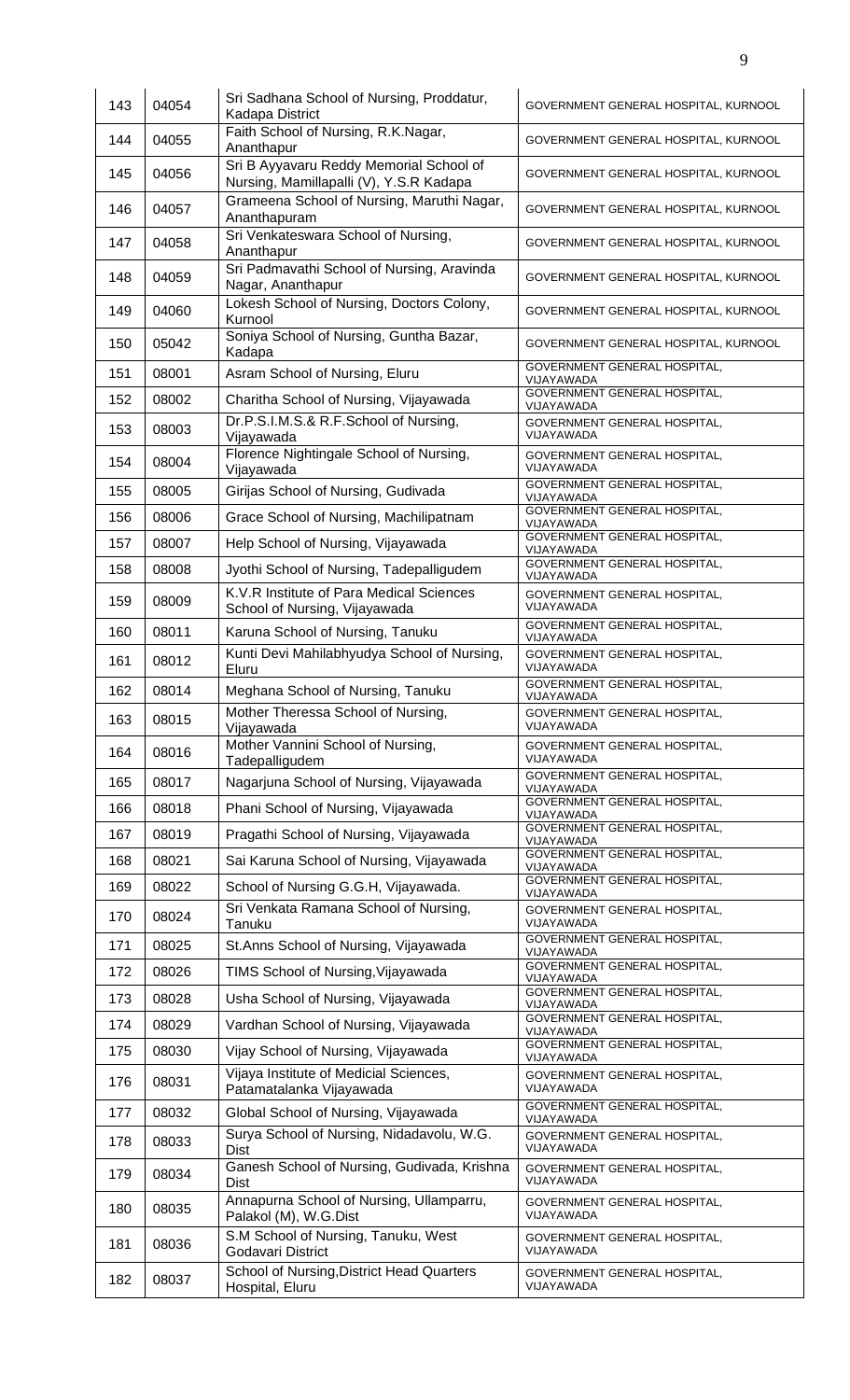| | | | |
|---|---|---|---|
| 143 | 04054 | Sri Sadhana School of Nursing, Proddatur, Kadapa District | GOVERNMENT GENERAL HOSPITAL, KURNOOL |
| 144 | 04055 | Faith School of Nursing, R.K.Nagar, Ananthapur | GOVERNMENT GENERAL HOSPITAL, KURNOOL |
| 145 | 04056 | Sri B Ayyavaru Reddy Memorial School of Nursing, Mamillapalli (V), Y.S.R Kadapa | GOVERNMENT GENERAL HOSPITAL, KURNOOL |
| 146 | 04057 | Grameena School of Nursing, Maruthi Nagar, Ananthapuram | GOVERNMENT GENERAL HOSPITAL, KURNOOL |
| 147 | 04058 | Sri Venkateswara School of Nursing, Ananthapur | GOVERNMENT GENERAL HOSPITAL, KURNOOL |
| 148 | 04059 | Sri Padmavathi School of Nursing, Aravinda Nagar, Ananthapur | GOVERNMENT GENERAL HOSPITAL, KURNOOL |
| 149 | 04060 | Lokesh School of Nursing, Doctors Colony, Kurnool | GOVERNMENT GENERAL HOSPITAL, KURNOOL |
| 150 | 05042 | Soniya School of Nursing, Guntha Bazar, Kadapa | GOVERNMENT GENERAL HOSPITAL, KURNOOL |
| 151 | 08001 | Asram School of Nursing, Eluru | GOVERNMENT GENERAL HOSPITAL, VIJAYAWADA |
| 152 | 08002 | Charitha School of Nursing, Vijayawada | GOVERNMENT GENERAL HOSPITAL, VIJAYAWADA |
| 153 | 08003 | Dr.P.S.I.M.S.& R.F.School of Nursing, Vijayawada | GOVERNMENT GENERAL HOSPITAL, VIJAYAWADA |
| 154 | 08004 | Florence Nightingale School of Nursing, Vijayawada | GOVERNMENT GENERAL HOSPITAL, VIJAYAWADA |
| 155 | 08005 | Girijas School of Nursing, Gudivada | GOVERNMENT GENERAL HOSPITAL, VIJAYAWADA |
| 156 | 08006 | Grace School of Nursing, Machilipatnam | GOVERNMENT GENERAL HOSPITAL, VIJAYAWADA |
| 157 | 08007 | Help School of Nursing, Vijayawada | GOVERNMENT GENERAL HOSPITAL, VIJAYAWADA |
| 158 | 08008 | Jyothi School of Nursing, Tadepalligudem | GOVERNMENT GENERAL HOSPITAL, VIJAYAWADA |
| 159 | 08009 | K.V.R Institute of Para Medical Sciences School of Nursing, Vijayawada | GOVERNMENT GENERAL HOSPITAL, VIJAYAWADA |
| 160 | 08011 | Karuna School of Nursing, Tanuku | GOVERNMENT GENERAL HOSPITAL, VIJAYAWADA |
| 161 | 08012 | Kunti Devi Mahilabhyudya School of Nursing, Eluru | GOVERNMENT GENERAL HOSPITAL, VIJAYAWADA |
| 162 | 08014 | Meghana School of Nursing, Tanuku | GOVERNMENT GENERAL HOSPITAL, VIJAYAWADA |
| 163 | 08015 | Mother Theressa School of Nursing, Vijayawada | GOVERNMENT GENERAL HOSPITAL, VIJAYAWADA |
| 164 | 08016 | Mother Vannini School of Nursing, Tadepalligudem | GOVERNMENT GENERAL HOSPITAL, VIJAYAWADA |
| 165 | 08017 | Nagarjuna School of Nursing, Vijayawada | GOVERNMENT GENERAL HOSPITAL, VIJAYAWADA |
| 166 | 08018 | Phani School of Nursing, Vijayawada | GOVERNMENT GENERAL HOSPITAL, VIJAYAWADA |
| 167 | 08019 | Pragathi School of Nursing, Vijayawada | GOVERNMENT GENERAL HOSPITAL, VIJAYAWADA |
| 168 | 08021 | Sai Karuna School of Nursing, Vijayawada | GOVERNMENT GENERAL HOSPITAL, VIJAYAWADA |
| 169 | 08022 | School of Nursing G.G.H, Vijayawada. | GOVERNMENT GENERAL HOSPITAL, VIJAYAWADA |
| 170 | 08024 | Sri Venkata Ramana School of Nursing, Tanuku | GOVERNMENT GENERAL HOSPITAL, VIJAYAWADA |
| 171 | 08025 | St.Anns School of Nursing, Vijayawada | GOVERNMENT GENERAL HOSPITAL, VIJAYAWADA |
| 172 | 08026 | TIMS School of Nursing,Vijayawada | GOVERNMENT GENERAL HOSPITAL, VIJAYAWADA |
| 173 | 08028 | Usha School of Nursing, Vijayawada | GOVERNMENT GENERAL HOSPITAL, VIJAYAWADA |
| 174 | 08029 | Vardhan School of Nursing, Vijayawada | GOVERNMENT GENERAL HOSPITAL, VIJAYAWADA |
| 175 | 08030 | Vijay School of Nursing, Vijayawada | GOVERNMENT GENERAL HOSPITAL, VIJAYAWADA |
| 176 | 08031 | Vijaya Institute of Medicial Sciences, Patamatalanka Vijayawada | GOVERNMENT GENERAL HOSPITAL, VIJAYAWADA |
| 177 | 08032 | Global School of Nursing, Vijayawada | GOVERNMENT GENERAL HOSPITAL, VIJAYAWADA |
| 178 | 08033 | Surya School of Nursing, Nidadavolu, W.G. Dist | GOVERNMENT GENERAL HOSPITAL, VIJAYAWADA |
| 179 | 08034 | Ganesh School of Nursing, Gudivada, Krishna Dist | GOVERNMENT GENERAL HOSPITAL, VIJAYAWADA |
| 180 | 08035 | Annapurna School of Nursing, Ullamparru, Palakol (M), W.G.Dist | GOVERNMENT GENERAL HOSPITAL, VIJAYAWADA |
| 181 | 08036 | S.M School of Nursing, Tanuku, West Godavari District | GOVERNMENT GENERAL HOSPITAL, VIJAYAWADA |
| 182 | 08037 | School of Nursing,District Head Quarters Hospital, Eluru | GOVERNMENT GENERAL HOSPITAL, VIJAYAWADA |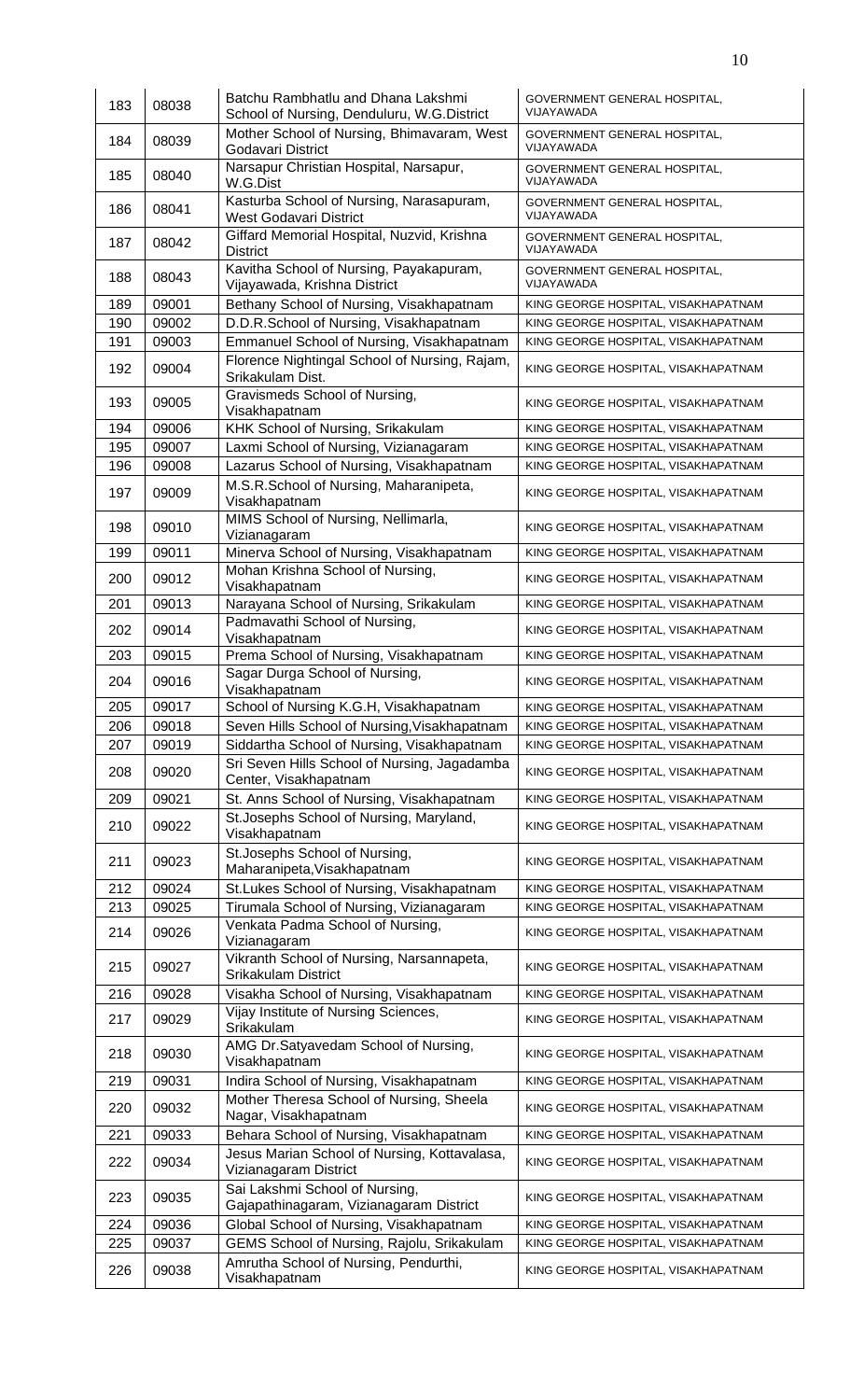| | | | |
|---|---|---|---|
| 183 | 08038 | Batchu Rambhatlu and Dhana Lakshmi School of Nursing, Denduluru, W.G.District | GOVERNMENT GENERAL HOSPITAL, VIJAYAWADA |
| 184 | 08039 | Mother School of Nursing, Bhimavaram, West Godavari District | GOVERNMENT GENERAL HOSPITAL, VIJAYAWADA |
| 185 | 08040 | Narsapur Christian Hospital, Narsapur, W.G.Dist | GOVERNMENT GENERAL HOSPITAL, VIJAYAWADA |
| 186 | 08041 | Kasturba School of Nursing, Narasapuram, West Godavari District | GOVERNMENT GENERAL HOSPITAL, VIJAYAWADA |
| 187 | 08042 | Giffard Memorial Hospital, Nuzvid, Krishna District | GOVERNMENT GENERAL HOSPITAL, VIJAYAWADA |
| 188 | 08043 | Kavitha School of Nursing, Payakapuram, Vijayawada, Krishna District | GOVERNMENT GENERAL HOSPITAL, VIJAYAWADA |
| 189 | 09001 | Bethany School of Nursing, Visakhapatnam | KING GEORGE HOSPITAL, VISAKHAPATNAM |
| 190 | 09002 | D.D.R.School of Nursing, Visakhapatnam | KING GEORGE HOSPITAL, VISAKHAPATNAM |
| 191 | 09003 | Emmanuel School of Nursing, Visakhapatnam | KING GEORGE HOSPITAL, VISAKHAPATNAM |
| 192 | 09004 | Florence Nightingal School of Nursing, Rajam, Srikakulam Dist. | KING GEORGE HOSPITAL, VISAKHAPATNAM |
| 193 | 09005 | Gravismeds School of Nursing, Visakhapatnam | KING GEORGE HOSPITAL, VISAKHAPATNAM |
| 194 | 09006 | KHK School of Nursing, Srikakulam | KING GEORGE HOSPITAL, VISAKHAPATNAM |
| 195 | 09007 | Laxmi School of Nursing, Vizianagaram | KING GEORGE HOSPITAL, VISAKHAPATNAM |
| 196 | 09008 | Lazarus School of Nursing, Visakhapatnam | KING GEORGE HOSPITAL, VISAKHAPATNAM |
| 197 | 09009 | M.S.R.School of Nursing, Maharanipeta, Visakhapatnam | KING GEORGE HOSPITAL, VISAKHAPATNAM |
| 198 | 09010 | MIMS School of Nursing, Nellimarla, Vizianagaram | KING GEORGE HOSPITAL, VISAKHAPATNAM |
| 199 | 09011 | Minerva School of Nursing, Visakhapatnam | KING GEORGE HOSPITAL, VISAKHAPATNAM |
| 200 | 09012 | Mohan Krishna School of Nursing, Visakhapatnam | KING GEORGE HOSPITAL, VISAKHAPATNAM |
| 201 | 09013 | Narayana School of Nursing, Srikakulam | KING GEORGE HOSPITAL, VISAKHAPATNAM |
| 202 | 09014 | Padmavathi School of Nursing, Visakhapatnam | KING GEORGE HOSPITAL, VISAKHAPATNAM |
| 203 | 09015 | Prema School of Nursing, Visakhapatnam | KING GEORGE HOSPITAL, VISAKHAPATNAM |
| 204 | 09016 | Sagar Durga School of Nursing, Visakhapatnam | KING GEORGE HOSPITAL, VISAKHAPATNAM |
| 205 | 09017 | School of Nursing K.G.H, Visakhapatnam | KING GEORGE HOSPITAL, VISAKHAPATNAM |
| 206 | 09018 | Seven Hills School of Nursing,Visakhapatnam | KING GEORGE HOSPITAL, VISAKHAPATNAM |
| 207 | 09019 | Siddartha School of Nursing, Visakhapatnam | KING GEORGE HOSPITAL, VISAKHAPATNAM |
| 208 | 09020 | Sri Seven Hills School of Nursing, Jagadamba Center, Visakhapatnam | KING GEORGE HOSPITAL, VISAKHAPATNAM |
| 209 | 09021 | St. Anns School of Nursing, Visakhapatnam | KING GEORGE HOSPITAL, VISAKHAPATNAM |
| 210 | 09022 | St.Josephs School of Nursing, Maryland, Visakhapatnam | KING GEORGE HOSPITAL, VISAKHAPATNAM |
| 211 | 09023 | St.Josephs School of Nursing, Maharanipeta,Visakhapatnam | KING GEORGE HOSPITAL, VISAKHAPATNAM |
| 212 | 09024 | St.Lukes School of Nursing, Visakhapatnam | KING GEORGE HOSPITAL, VISAKHAPATNAM |
| 213 | 09025 | Tirumala School of Nursing, Vizianagaram | KING GEORGE HOSPITAL, VISAKHAPATNAM |
| 214 | 09026 | Venkata Padma School of Nursing, Vizianagaram | KING GEORGE HOSPITAL, VISAKHAPATNAM |
| 215 | 09027 | Vikranth School of Nursing, Narsannapeta, Srikakulam District | KING GEORGE HOSPITAL, VISAKHAPATNAM |
| 216 | 09028 | Visakha School of Nursing, Visakhapatnam | KING GEORGE HOSPITAL, VISAKHAPATNAM |
| 217 | 09029 | Vijay Institute of Nursing Sciences, Srikakulam | KING GEORGE HOSPITAL, VISAKHAPATNAM |
| 218 | 09030 | AMG Dr.Satyavedam School of Nursing, Visakhapatnam | KING GEORGE HOSPITAL, VISAKHAPATNAM |
| 219 | 09031 | Indira School of Nursing, Visakhapatnam | KING GEORGE HOSPITAL, VISAKHAPATNAM |
| 220 | 09032 | Mother Theresa School of Nursing, Sheela Nagar, Visakhapatnam | KING GEORGE HOSPITAL, VISAKHAPATNAM |
| 221 | 09033 | Behara School of Nursing, Visakhapatnam | KING GEORGE HOSPITAL, VISAKHAPATNAM |
| 222 | 09034 | Jesus Marian School of Nursing, Kottavalasa, Vizianagaram District | KING GEORGE HOSPITAL, VISAKHAPATNAM |
| 223 | 09035 | Sai Lakshmi School of Nursing, Gajapathinagaram, Vizianagaram District | KING GEORGE HOSPITAL, VISAKHAPATNAM |
| 224 | 09036 | Global School of Nursing, Visakhapatnam | KING GEORGE HOSPITAL, VISAKHAPATNAM |
| 225 | 09037 | GEMS School of Nursing, Rajolu, Srikakulam | KING GEORGE HOSPITAL, VISAKHAPATNAM |
| 226 | 09038 | Amrutha School of Nursing, Pendurthi, Visakhapatnam | KING GEORGE HOSPITAL, VISAKHAPATNAM |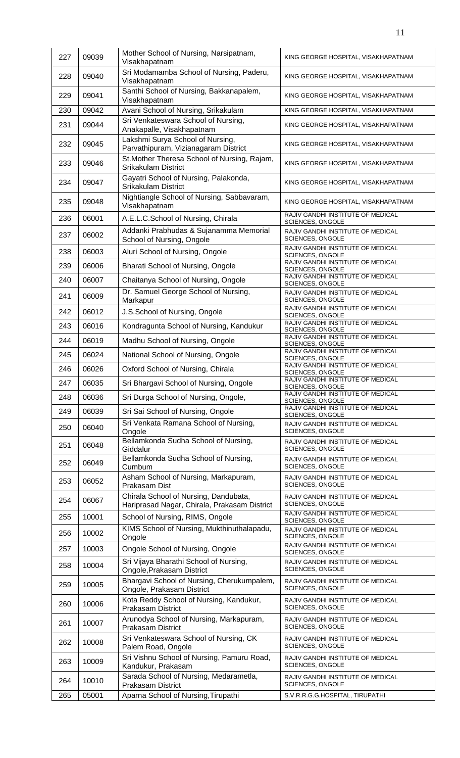| | | | |
|---|---|---|---|
| 227 | 09039 | Mother School of Nursing, Narsipatnam, Visakhapatnam | KING GEORGE HOSPITAL, VISAKHAPATNAM |
| 228 | 09040 | Sri Modamamba School of Nursing, Paderu, Visakhapatnam | KING GEORGE HOSPITAL, VISAKHAPATNAM |
| 229 | 09041 | Santhi School of Nursing, Bakkanapalem, Visakhapatnam | KING GEORGE HOSPITAL, VISAKHAPATNAM |
| 230 | 09042 | Avani School of Nursing, Srikakulam | KING GEORGE HOSPITAL, VISAKHAPATNAM |
| 231 | 09044 | Sri Venkateswara School of Nursing, Anakapalle, Visakhapatnam | KING GEORGE HOSPITAL, VISAKHAPATNAM |
| 232 | 09045 | Lakshmi Surya School of Nursing, Parvathipuram, Vizianagaram District | KING GEORGE HOSPITAL, VISAKHAPATNAM |
| 233 | 09046 | St.Mother Theresa School of Nursing, Rajam, Srikakulam District | KING GEORGE HOSPITAL, VISAKHAPATNAM |
| 234 | 09047 | Gayatri School of Nursing, Palakonda, Srikakulam District | KING GEORGE HOSPITAL, VISAKHAPATNAM |
| 235 | 09048 | Nightiangle School of Nursing, Sabbavaram, Visakhapatnam | KING GEORGE HOSPITAL, VISAKHAPATNAM |
| 236 | 06001 | A.E.L.C.School of Nursing, Chirala | RAJIV GANDHI INSTITUTE OF MEDICAL SCIENCES, ONGOLE |
| 237 | 06002 | Addanki Prabhudas & Sujanamma Memorial School of Nursing, Ongole | RAJIV GANDHI INSTITUTE OF MEDICAL SCIENCES, ONGOLE |
| 238 | 06003 | Aluri School of Nursing, Ongole | RAJIV GANDHI INSTITUTE OF MEDICAL SCIENCES, ONGOLE |
| 239 | 06006 | Bharati School of Nursing, Ongole | RAJIV GANDHI INSTITUTE OF MEDICAL SCIENCES, ONGOLE |
| 240 | 06007 | Chaitanya School of Nursing, Ongole | RAJIV GANDHI INSTITUTE OF MEDICAL SCIENCES, ONGOLE |
| 241 | 06009 | Dr. Samuel George School of Nursing, Markapur | RAJIV GANDHI INSTITUTE OF MEDICAL SCIENCES, ONGOLE |
| 242 | 06012 | J.S.School of Nursing, Ongole | RAJIV GANDHI INSTITUTE OF MEDICAL SCIENCES, ONGOLE |
| 243 | 06016 | Kondragunta School of Nursing, Kandukur | RAJIV GANDHI INSTITUTE OF MEDICAL SCIENCES, ONGOLE |
| 244 | 06019 | Madhu School of Nursing, Ongole | RAJIV GANDHI INSTITUTE OF MEDICAL SCIENCES, ONGOLE |
| 245 | 06024 | National School of Nursing, Ongole | RAJIV GANDHI INSTITUTE OF MEDICAL SCIENCES, ONGOLE |
| 246 | 06026 | Oxford School of Nursing, Chirala | RAJIV GANDHI INSTITUTE OF MEDICAL SCIENCES, ONGOLE |
| 247 | 06035 | Sri Bhargavi School of Nursing, Ongole | RAJIV GANDHI INSTITUTE OF MEDICAL SCIENCES, ONGOLE |
| 248 | 06036 | Sri Durga School of Nursing, Ongole, | RAJIV GANDHI INSTITUTE OF MEDICAL SCIENCES, ONGOLE |
| 249 | 06039 | Sri Sai School of Nursing, Ongole | RAJIV GANDHI INSTITUTE OF MEDICAL SCIENCES, ONGOLE |
| 250 | 06040 | Sri Venkata Ramana School of Nursing, Ongole | RAJIV GANDHI INSTITUTE OF MEDICAL SCIENCES, ONGOLE |
| 251 | 06048 | Bellamkonda Sudha School of Nursing, Giddalur | RAJIV GANDHI INSTITUTE OF MEDICAL SCIENCES, ONGOLE |
| 252 | 06049 | Bellamkonda Sudha School of Nursing, Cumbum | RAJIV GANDHI INSTITUTE OF MEDICAL SCIENCES, ONGOLE |
| 253 | 06052 | Asham School of Nursing, Markapuram, Prakasam Dist | RAJIV GANDHI INSTITUTE OF MEDICAL SCIENCES, ONGOLE |
| 254 | 06067 | Chirala School of Nursing, Dandubata, Hariprasad Nagar, Chirala, Prakasam District | RAJIV GANDHI INSTITUTE OF MEDICAL SCIENCES, ONGOLE |
| 255 | 10001 | School of Nursing, RIMS, Ongole | RAJIV GANDHI INSTITUTE OF MEDICAL SCIENCES, ONGOLE |
| 256 | 10002 | KIMS School of Nursing, Mukthinuthalapadu, Ongole | RAJIV GANDHI INSTITUTE OF MEDICAL SCIENCES, ONGOLE |
| 257 | 10003 | Ongole School of Nursing, Ongole | RAJIV GANDHI INSTITUTE OF MEDICAL SCIENCES, ONGOLE |
| 258 | 10004 | Sri Vijaya Bharathi School of Nursing, Ongole,Prakasam District | RAJIV GANDHI INSTITUTE OF MEDICAL SCIENCES, ONGOLE |
| 259 | 10005 | Bhargavi School of Nursing, Cherukumpalem, Ongole, Prakasam District | RAJIV GANDHI INSTITUTE OF MEDICAL SCIENCES, ONGOLE |
| 260 | 10006 | Kota Reddy School of Nursing, Kandukur, Prakasam District | RAJIV GANDHI INSTITUTE OF MEDICAL SCIENCES, ONGOLE |
| 261 | 10007 | Arunodya School of Nursing, Markapuram, Prakasam District | RAJIV GANDHI INSTITUTE OF MEDICAL SCIENCES, ONGOLE |
| 262 | 10008 | Sri Venkateswara School of Nursing, CK Palem Road, Ongole | RAJIV GANDHI INSTITUTE OF MEDICAL SCIENCES, ONGOLE |
| 263 | 10009 | Sri Vishnu School of Nursing, Pamuru Road, Kandukur, Prakasam | RAJIV GANDHI INSTITUTE OF MEDICAL SCIENCES, ONGOLE |
| 264 | 10010 | Sarada School of Nursing, Medarametla, Prakasam District | RAJIV GANDHI INSTITUTE OF MEDICAL SCIENCES, ONGOLE |
| 265 | 05001 | Aparna School of Nursing,Tirupathi | S.V.R.R.G.G.HOSPITAL, TIRUPATHI |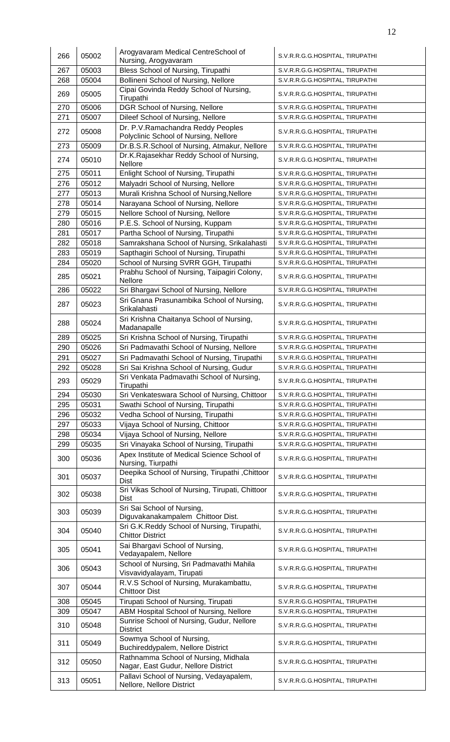| | | | |
|---|---|---|---|
| 266 | 05002 | Arogyavaram Medical CentreSchool of Nursing, Arogyavaram | S.V.R.R.G.G.HOSPITAL, TIRUPATHI |
| 267 | 05003 | Bless School of Nursing, Tirupathi | S.V.R.R.G.G.HOSPITAL, TIRUPATHI |
| 268 | 05004 | Bollineni School of Nursing, Nellore | S.V.R.R.G.G.HOSPITAL, TIRUPATHI |
| 269 | 05005 | Cipai Govinda Reddy School of Nursing, Tirupathi | S.V.R.R.G.G.HOSPITAL, TIRUPATHI |
| 270 | 05006 | DGR School of Nursing, Nellore | S.V.R.R.G.G.HOSPITAL, TIRUPATHI |
| 271 | 05007 | Dileef School of Nursing, Nellore | S.V.R.R.G.G.HOSPITAL, TIRUPATHI |
| 272 | 05008 | Dr. P.V.Ramachandra Reddy Peoples Polyclinic School of Nursing, Nellore | S.V.R.R.G.G.HOSPITAL, TIRUPATHI |
| 273 | 05009 | Dr.B.S.R.School of Nursing, Atmakur, Nellore | S.V.R.R.G.G.HOSPITAL, TIRUPATHI |
| 274 | 05010 | Dr.K.Rajasekhar Reddy School of Nursing, Nellore | S.V.R.R.G.G.HOSPITAL, TIRUPATHI |
| 275 | 05011 | Enlight School of Nursing, Tirupathi | S.V.R.R.G.G.HOSPITAL, TIRUPATHI |
| 276 | 05012 | Malyadri School of Nursing, Nellore | S.V.R.R.G.G.HOSPITAL, TIRUPATHI |
| 277 | 05013 | Murali Krishna School of Nursing,Nellore | S.V.R.R.G.G.HOSPITAL, TIRUPATHI |
| 278 | 05014 | Narayana School of Nursing, Nellore | S.V.R.R.G.G.HOSPITAL, TIRUPATHI |
| 279 | 05015 | Nellore School of Nursing, Nellore | S.V.R.R.G.G.HOSPITAL, TIRUPATHI |
| 280 | 05016 | P.E.S. School of Nursing, Kuppam | S.V.R.R.G.G.HOSPITAL, TIRUPATHI |
| 281 | 05017 | Partha School of Nursing, Tirupathi | S.V.R.R.G.G.HOSPITAL, TIRUPATHI |
| 282 | 05018 | Samrakshana School of Nursing, Srikalahasti | S.V.R.R.G.G.HOSPITAL, TIRUPATHI |
| 283 | 05019 | Sapthagiri School of Nursing, Tirupathi | S.V.R.R.G.G.HOSPITAL, TIRUPATHI |
| 284 | 05020 | School of Nursing SVRR GGH, Tirupathi | S.V.R.R.G.G.HOSPITAL, TIRUPATHI |
| 285 | 05021 | Prabhu School of Nursing, Taipagiri Colony, Nellore | S.V.R.R.G.G.HOSPITAL, TIRUPATHI |
| 286 | 05022 | Sri Bhargavi School of Nursing, Nellore | S.V.R.R.G.G.HOSPITAL, TIRUPATHI |
| 287 | 05023 | Sri Gnana Prasunambika School of Nursing, Srikalahasti | S.V.R.R.G.G.HOSPITAL, TIRUPATHI |
| 288 | 05024 | Sri Krishna Chaitanya School of Nursing, Madanapalle | S.V.R.R.G.G.HOSPITAL, TIRUPATHI |
| 289 | 05025 | Sri Krishna School of Nursing, Tirupathi | S.V.R.R.G.G.HOSPITAL, TIRUPATHI |
| 290 | 05026 | Sri Padmavathi School of Nursing, Nellore | S.V.R.R.G.G.HOSPITAL, TIRUPATHI |
| 291 | 05027 | Sri Padmavathi School of Nursing, Tirupathi | S.V.R.R.G.G.HOSPITAL, TIRUPATHI |
| 292 | 05028 | Sri Sai Krishna School of Nursing, Gudur | S.V.R.R.G.G.HOSPITAL, TIRUPATHI |
| 293 | 05029 | Sri Venkata Padmavathi School of Nursing, Tirupathi | S.V.R.R.G.G.HOSPITAL, TIRUPATHI |
| 294 | 05030 | Sri Venkateswara School of Nursing, Chittoor | S.V.R.R.G.G.HOSPITAL, TIRUPATHI |
| 295 | 05031 | Swathi School of Nursing, Tirupathi | S.V.R.R.G.G.HOSPITAL, TIRUPATHI |
| 296 | 05032 | Vedha School of Nursing, Tirupathi | S.V.R.R.G.G.HOSPITAL, TIRUPATHI |
| 297 | 05033 | Vijaya School of Nursing, Chittoor | S.V.R.R.G.G.HOSPITAL, TIRUPATHI |
| 298 | 05034 | Vijaya School of Nursing, Nellore | S.V.R.R.G.G.HOSPITAL, TIRUPATHI |
| 299 | 05035 | Sri Vinayaka School of Nursing, Tirupathi | S.V.R.R.G.G.HOSPITAL, TIRUPATHI |
| 300 | 05036 | Apex Institute of Medical Science School of Nursing, Tiurpathi | S.V.R.R.G.G.HOSPITAL, TIRUPATHI |
| 301 | 05037 | Deepika School of Nursing, Tirupathi ,Chittoor Dist | S.V.R.R.G.G.HOSPITAL, TIRUPATHI |
| 302 | 05038 | Sri Vikas School of Nursing, Tirupati, Chittoor Dist | S.V.R.R.G.G.HOSPITAL, TIRUPATHI |
| 303 | 05039 | Sri Sai School of Nursing, Diguvakanakampalem Chittoor Dist. | S.V.R.R.G.G.HOSPITAL, TIRUPATHI |
| 304 | 05040 | Sri G.K.Reddy School of Nursing, Tirupathi, Chittor District | S.V.R.R.G.G.HOSPITAL, TIRUPATHI |
| 305 | 05041 | Sai Bhargavi School of Nursing, Vedayapalem, Nellore | S.V.R.R.G.G.HOSPITAL, TIRUPATHI |
| 306 | 05043 | School of Nursing, Sri Padmavathi Mahila Visvavidyalayam, Tirupati | S.V.R.R.G.G.HOSPITAL, TIRUPATHI |
| 307 | 05044 | R.V.S School of Nursing, Murakambattu, Chittoor Dist | S.V.R.R.G.G.HOSPITAL, TIRUPATHI |
| 308 | 05045 | Tirupati School of Nursing, Tirupati | S.V.R.R.G.G.HOSPITAL, TIRUPATHI |
| 309 | 05047 | ABM Hospital School of Nursing, Nellore | S.V.R.R.G.G.HOSPITAL, TIRUPATHI |
| 310 | 05048 | Sunrise School of Nursing, Gudur, Nellore District | S.V.R.R.G.G.HOSPITAL, TIRUPATHI |
| 311 | 05049 | Sowmya School of Nursing, Buchireddypalem, Nellore District | S.V.R.R.G.G.HOSPITAL, TIRUPATHI |
| 312 | 05050 | Rathnamma School of Nursing, Midhala Nagar, East Gudur, Nellore District | S.V.R.R.G.G.HOSPITAL, TIRUPATHI |
| 313 | 05051 | Pallavi School of Nursing, Vedayapalem, Nellore, Nellore District | S.V.R.R.G.G.HOSPITAL, TIRUPATHI |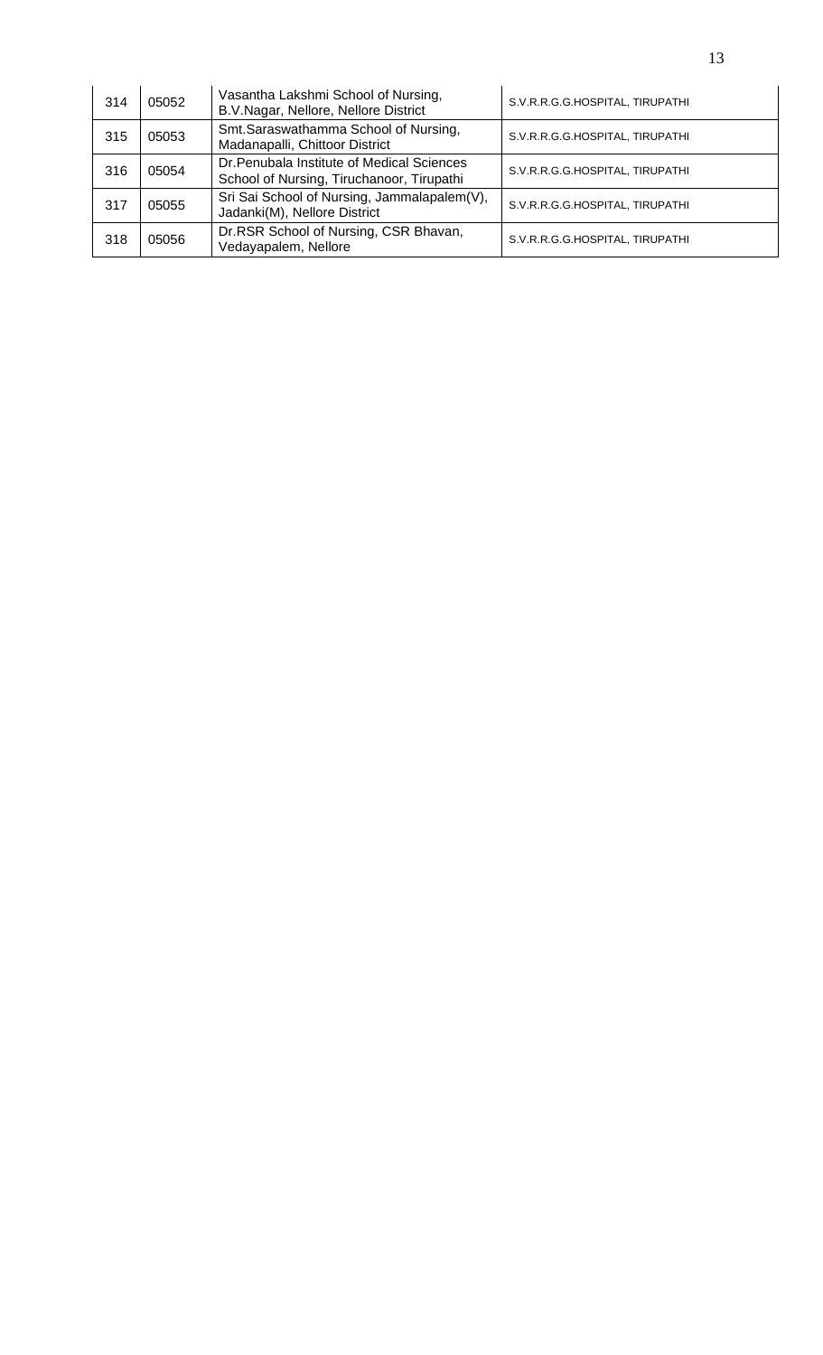| | | | |
|---|---|---|---|
| 314 | 05052 | Vasantha Lakshmi School of Nursing, B.V.Nagar, Nellore, Nellore District | S.V.R.R.G.G.HOSPITAL, TIRUPATHI |
| 315 | 05053 | Smt.Saraswathamma School of Nursing, Madanapalli, Chittoor District | S.V.R.R.G.G.HOSPITAL, TIRUPATHI |
| 316 | 05054 | Dr.Penubala Institute of Medical Sciences School of Nursing, Tiruchanoor, Tirupathi | S.V.R.R.G.G.HOSPITAL, TIRUPATHI |
| 317 | 05055 | Sri Sai School of Nursing, Jammalapalem(V), Jadanki(M), Nellore District | S.V.R.R.G.G.HOSPITAL, TIRUPATHI |
| 318 | 05056 | Dr.RSR School of Nursing, CSR Bhavan, Vedayapalem, Nellore | S.V.R.R.G.G.HOSPITAL, TIRUPATHI |